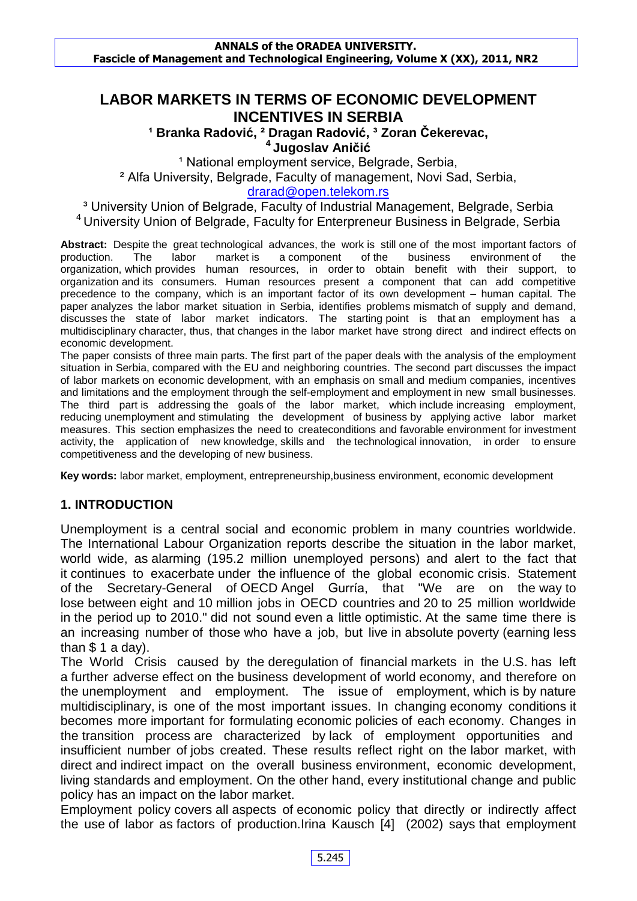# LABOR MARKETS IN TERMS OF ECONOMIC DEVELOPMENT INCENTIVES IN SERBIA

**[1] Branka Radović, [2] Dragan Radović, [3] Zoran Čekerevac, [4] Jugoslav Aničić**

[1] National employment service, Belgrade, Serbia,
[2] Alfa University, Belgrade, Faculty of management, Novi Sad, Serbia,
drarad@open.telekom.rs
[3] University Union of Belgrade, Faculty of Industrial Management, Belgrade, Serbia
[4] University Union of Belgrade, Faculty for Enterpreneur Business in Belgrade, Serbia

**Abstract:** Despite the great technological advances, the work is still one of the most important factors of production. The labor market is a component of the business environment of the organization, which provides human resources, in order to obtain benefit with their support, to organization and its consumers. Human resources present a component that can add competitive precedence to the company, which is an important factor of its own development – human capital. The paper analyzes the labor market situation in Serbia, identifies problems mismatch of supply and demand, discusses the state of labor market indicators. The starting point is that an employment has a multidisciplinary character, thus, that changes in the labor market have strong direct and indirect effects on economic development.

The paper consists of three main parts. The first part of the paper deals with the analysis of the employment situation in Serbia, compared with the EU and neighboring countries. The second part discusses the impact of labor markets on economic development, with an emphasis on small and medium companies, incentives and limitations and the employment through the self-employment and employment in new small businesses. The third part is addressing the goals of the labor market, which include increasing employment, reducing unemployment and stimulating the development of business by applying active labor market measures. This section emphasizes the need to createconditions and favorable environment for investment activity, the application of new knowledge, skills and the technological innovation, in order to ensure competitiveness and the developing of new business.

**Key words:** labor market, employment, entrepreneurship,business environment, economic development

## 1. INTRODUCTION

Unemployment is a central social and economic problem in many countries worldwide. The International Labour Organization reports describe the situation in the labor market, world wide, as alarming (195.2 million unemployed persons) and alert to the fact that it continues to exacerbate under the influence of the global economic crisis. Statement of the Secretary-General of OECD Angel Gurría, that "We are on the way to lose between eight and 10 million jobs in OECD countries and 20 to 25 million worldwide in the period up to 2010." did not sound even a little optimistic. At the same time there is an increasing number of those who have a job, but live in absolute poverty (earning less than $ 1 a day).

The World Crisis caused by the deregulation of financial markets in the U.S. has left a further adverse effect on the business development of world economy, and therefore on the unemployment and employment. The issue of employment, which is by nature multidisciplinary, is one of the most important issues. In changing economy conditions it becomes more important for formulating economic policies of each economy. Changes in the transition process are characterized by lack of employment opportunities and insufficient number of jobs created. These results reflect right on the labor market, with direct and indirect impact on the overall business environment, economic development, living standards and employment. On the other hand, every institutional change and public policy has an impact on the labor market.

Employment policy covers all aspects of economic policy that directly or indirectly affect the use of labor as factors of production.Irina Kausch [4] (2002) says that employment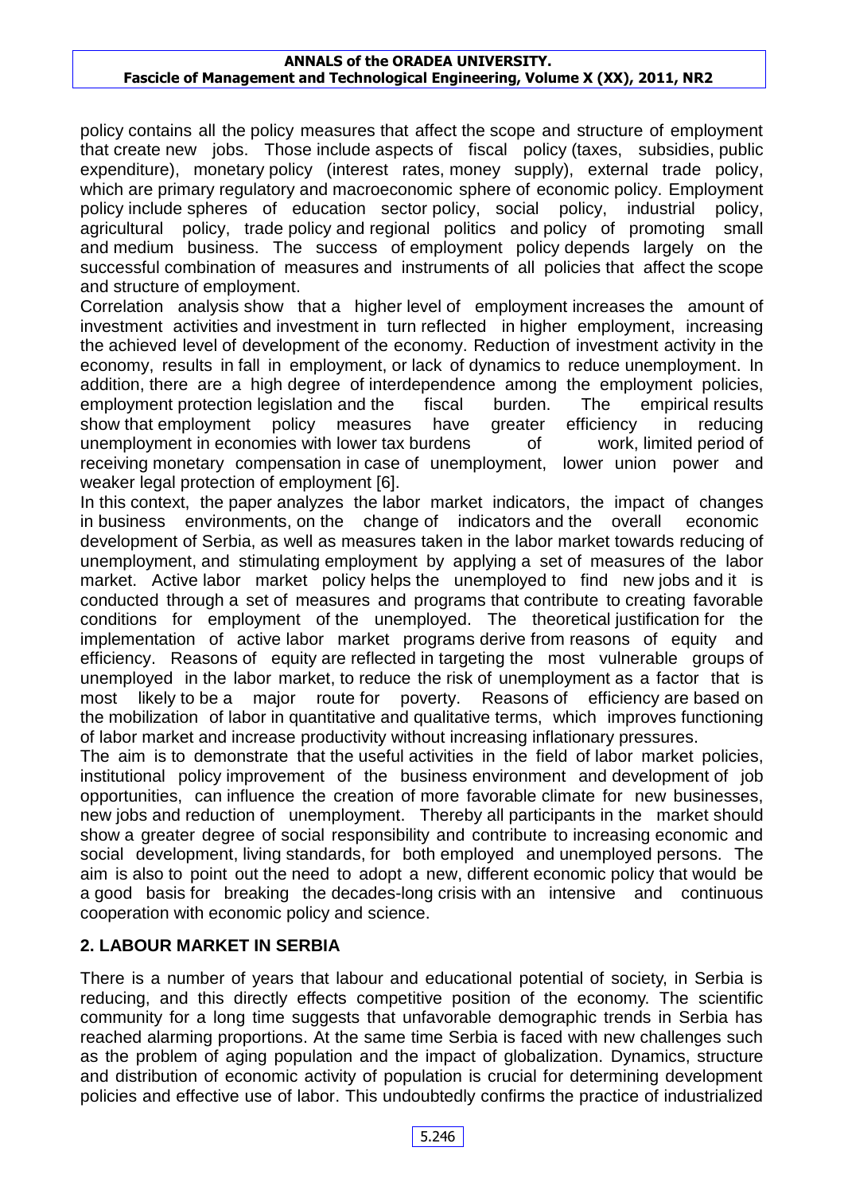policy contains all the policy measures that affect the scope and structure of employment that create new jobs. Those include aspects of fiscal policy (taxes, subsidies, public expenditure), monetary policy (interest rates, money supply), external trade policy, which are primary regulatory and macroeconomic sphere of economic policy. Employment policy include spheres of education sector policy, social policy, industrial policy, agricultural policy, trade policy and regional politics and policy of promoting small and medium business. The success of employment policy depends largely on the successful combination of measures and instruments of all policies that affect the scope and structure of employment.

Correlation analysis show that a higher level of employment increases the amount of investment activities and investment in turn reflected in higher employment, increasing the achieved level of development of the economy. Reduction of investment activity in the economy, results in fall in employment, or lack of dynamics to reduce unemployment. In addition, there are a high degree of interdependence among the employment policies, employment protection legislation and the fiscal burden. The empirical results show that employment policy measures have greater efficiency in reducing unemployment in economies with lower tax burdens of work, limited period of receiving monetary compensation in case of unemployment, lower union power and weaker legal protection of employment [6].

In this context, the paper analyzes the labor market indicators, the impact of changes in business environments, on the change of indicators and the overall economic development of Serbia, as well as measures taken in the labor market towards reducing of unemployment, and stimulating employment by applying a set of measures of the labor market. Active labor market policy helps the unemployed to find new jobs and it is conducted through a set of measures and programs that contribute to creating favorable conditions for employment of the unemployed. The theoretical justification for the implementation of active labor market programs derive from reasons of equity and efficiency. Reasons of equity are reflected in targeting the most vulnerable groups of unemployed in the labor market, to reduce the risk of unemployment as a factor that is most likely to be a major route for poverty. Reasons of efficiency are based on the mobilization of labor in quantitative and qualitative terms, which improves functioning of labor market and increase productivity without increasing inflationary pressures.

The aim is to demonstrate that the useful activities in the field of labor market policies, institutional policy improvement of the business environment and development of job opportunities, can influence the creation of more favorable climate for new businesses, new jobs and reduction of unemployment. Thereby all participants in the market should show a greater degree of social responsibility and contribute to increasing economic and social development, living standards, for both employed and unemployed persons. The aim is also to point out the need to adopt a new, different economic policy that would be a good basis for breaking the decades-long crisis with an intensive and continuous cooperation with economic policy and science.

## 2. LABOUR MARKET IN SERBIA

There is a number of years that labour and educational potential of society, in Serbia is reducing, and this directly effects competitive position of the economy. The scientific community for a long time suggests that unfavorable demographic trends in Serbia has reached alarming proportions. At the same time Serbia is faced with new challenges such as the problem of aging population and the impact of globalization. Dynamics, structure and distribution of economic activity of population is crucial for determining development policies and effective use of labor. This undoubtedly confirms the practice of industrialized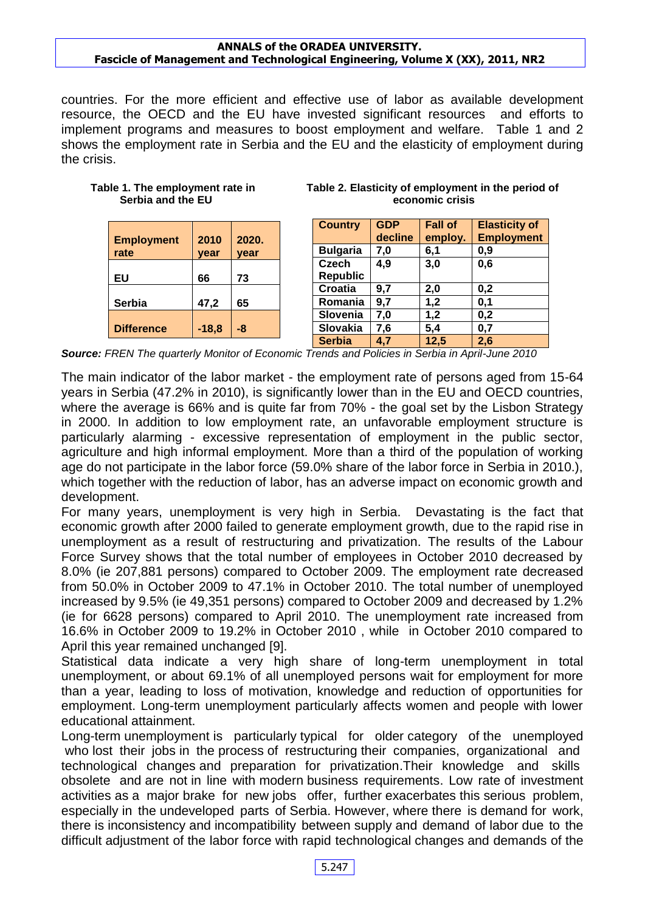countries. For the more efficient and effective use of labor as available development resource, the OECD and the EU have invested significant resources and efforts to implement programs and measures to boost employment and welfare. Table 1 and 2 shows the employment rate in Serbia and the EU and the elasticity of employment during the crisis.

**Table 1. The employment rate in Serbia and the EU**

| Employment rate | 2010 year | 2020. year |
|---|---|---|
| EU | 66 | 73 |
| Serbia | 47,2 | 65 |
| Difference | -18,8 | -8 |

**Table 2. Elasticity of employment in the period of economic crisis**

| Country | GDP decline | Fall of employ. | Elasticity of Employment |
|---|---|---|---|
| Bulgaria | 7,0 | 6,1 | 0,9 |
| Czech Republic | 4,9 | 3,0 | 0,6 |
| Croatia | 9,7 | 2,0 | 0,2 |
| Romania | 9,7 | 1,2 | 0,1 |
| Slovenia | 7,0 | 1,2 | 0,2 |
| Slovakia | 7,6 | 5,4 | 0,7 |
| Serbia | 4,7 | 12,5 | 2,6 |

***Source:*** *FREN The quarterly Monitor of Economic Trends and Policies in Serbia in April-June 2010*

The main indicator of the labor market - the employment rate of persons aged from 15-64 years in Serbia (47.2% in 2010), is significantly lower than in the EU and OECD countries, where the average is 66% and is quite far from 70% - the goal set by the Lisbon Strategy in 2000. In addition to low employment rate, an unfavorable employment structure is particularly alarming - excessive representation of employment in the public sector, agriculture and high informal employment. More than a third of the population of working age do not participate in the labor force (59.0% share of the labor force in Serbia in 2010.), which together with the reduction of labor, has an adverse impact on economic growth and development.

For many years, unemployment is very high in Serbia. Devastating is the fact that economic growth after 2000 failed to generate employment growth, due to the rapid rise in unemployment as a result of restructuring and privatization. The results of the Labour Force Survey shows that the total number of employees in October 2010 decreased by 8.0% (ie 207,881 persons) compared to October 2009. The employment rate decreased from 50.0% in October 2009 to 47.1% in October 2010. The total number of unemployed increased by 9.5% (ie 49,351 persons) compared to October 2009 and decreased by 1.2% (ie for 6628 persons) compared to April 2010. The unemployment rate increased from 16.6% in October 2009 to 19.2% in October 2010 , while in October 2010 compared to April this year remained unchanged [9].

Statistical data indicate a very high share of long-term unemployment in total unemployment, or about 69.1% of all unemployed persons wait for employment for more than a year, leading to loss of motivation, knowledge and reduction of opportunities for employment. Long-term unemployment particularly affects women and people with lower educational attainment.

Long-term unemployment is particularly typical for older category of the unemployed who lost their jobs in the process of restructuring their companies, organizational and technological changes and preparation for privatization.Their knowledge and skills obsolete and are not in line with modern business requirements. Low rate of investment activities as a major brake for new jobs offer, further exacerbates this serious problem, especially in the undeveloped parts of Serbia. However, where there is demand for work, there is inconsistency and incompatibility between supply and demand of labor due to the difficult adjustment of the labor force with rapid technological changes and demands of the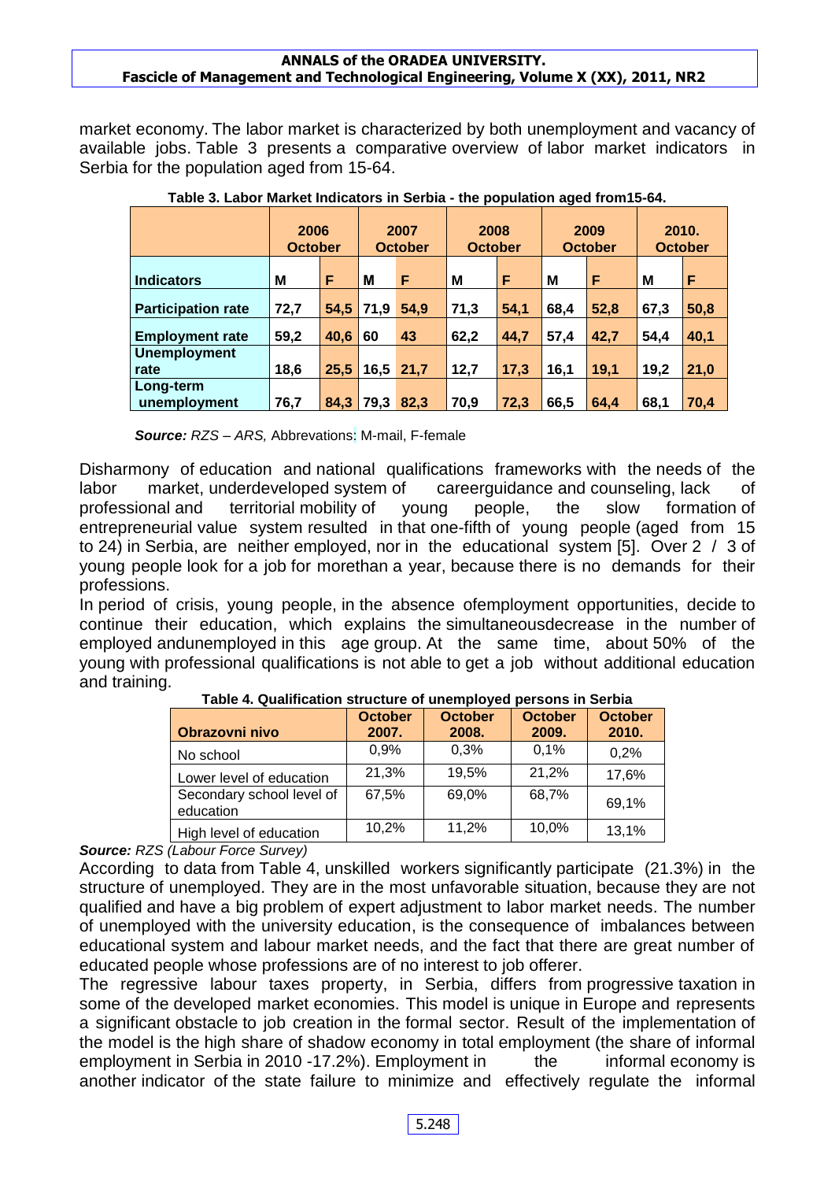market economy. The labor market is characterized by both unemployment and vacancy of available jobs. Table 3 presents a comparative overview of labor market indicators in Serbia for the population aged from 15-64.

**Table 3. Labor Market Indicators in Serbia - the population aged from15-64.**

| | 2006 October | | 2007 October | | 2008 October | | 2009 October | | 2010. October | |
|---|---|---|---|---|---|---|---|---|---|---|
| **Indicators** | **M** | **F** | **M** | **F** | **M** | **F** | **M** | **F** | **M** | **F** |
| **Participation rate** | 72,7 | 54,5 | 71,9 | 54,9 | 71,3 | 54,1 | 68,4 | 52,8 | 67,3 | 50,8 |
| **Employment rate** | 59,2 | 40,6 | 60 | 43 | 62,2 | 44,7 | 57,4 | 42,7 | 54,4 | 40,1 |
| **Unemployment rate** | 18,6 | 25,5 | 16,5 | 21,7 | 12,7 | 17,3 | 16,1 | 19,1 | 19,2 | 21,0 |
| **Long-term unemployment** | 76,7 | 84,3 | 79,3 | 82,3 | 70,9 | 72,3 | 66,5 | 64,4 | 68,1 | 70,4 |

***Source:*** *RZS – ARS,* Abbrevations: M-mail, F-female

Disharmony of education and national qualifications frameworks with the needs of the labor market, underdeveloped system of careerguidance and counseling, lack of professional and territorial mobility of young people, the slow formation of entrepreneurial value system resulted in that one-fifth of young people (aged from 15 to 24) in Serbia, are neither employed, nor in the educational system [5]. Over 2 / 3 of young people look for a job for morethan a year, because there is no demands for their professions.

In period of crisis, young people, in the absence ofemployment opportunities, decide to continue their education, which explains the simultaneousdecrease in the number of employed andunemployed in this age group. At the same time, about 50% of the young with professional qualifications is not able to get a job without additional education and training.

**Table 4. Qualification structure of unemployed persons in Serbia**

| Obrazovni nivo | October 2007. | October 2008. | October 2009. | October 2010. |
|---|---|---|---|---|
| No school | 0,9% | 0,3% | 0,1% | 0,2% |
| Lower level of education | 21,3% | 19,5% | 21,2% | 17,6% |
| Secondary school level of education | 67,5% | 69,0% | 68,7% | 69,1% |
| High level of education | 10,2% | 11,2% | 10,0% | 13,1% |

***Source:*** *RZS (Labour Force Survey)*

According to data from Table 4, unskilled workers significantly participate (21.3%) in the structure of unemployed. They are in the most unfavorable situation, because they are not qualified and have a big problem of expert adjustment to labor market needs. The number of unemployed with the university education, is the consequence of imbalances between educational system and labour market needs, and the fact that there are great number of educated people whose professions are of no interest to job offerer.

The regressive labour taxes property, in Serbia, differs from progressive taxation in some of the developed market economies. This model is unique in Europe and represents a significant obstacle to job creation in the formal sector. Result of the implementation of the model is the high share of shadow economy in total employment (the share of informal employment in Serbia in 2010 -17.2%). Employment in the informal economy is another indicator of the state failure to minimize and effectively regulate the informal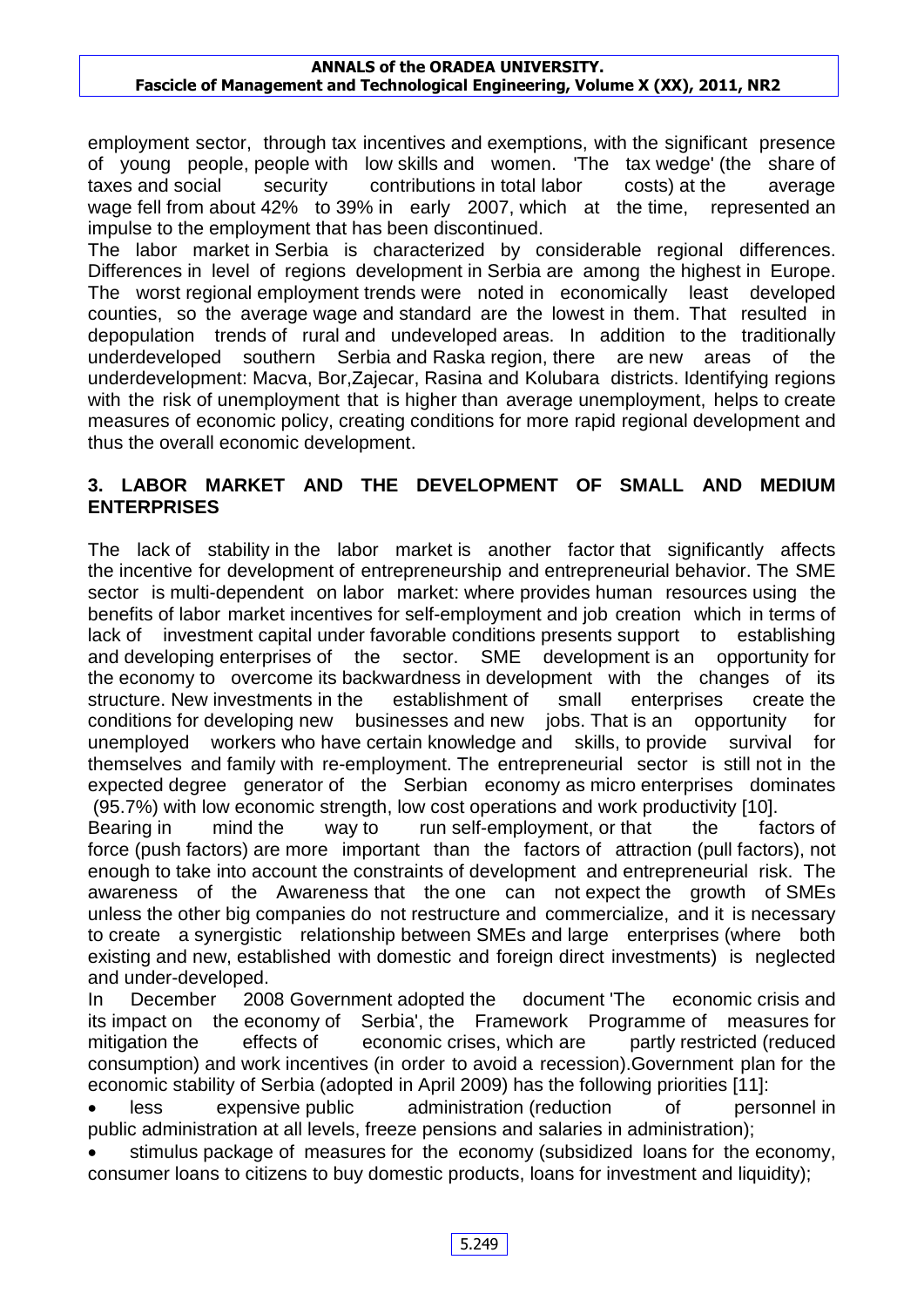employment sector, through tax incentives and exemptions, with the significant presence of young people, people with low skills and women. 'The tax wedge' (the share of taxes and social security contributions in total labor costs) at the average wage fell from about 42% to 39% in early 2007, which at the time, represented an impulse to the employment that has been discontinued.

The labor market in Serbia is characterized by considerable regional differences. Differences in level of regions development in Serbia are among the highest in Europe. The worst regional employment trends were noted in economically least developed counties, so the average wage and standard are the lowest in them. That resulted in depopulation trends of rural and undeveloped areas. In addition to the traditionally underdeveloped southern Serbia and Raska region, there are new areas of the underdevelopment: Macva, Bor,Zajecar, Rasina and Kolubara districts. Identifying regions with the risk of unemployment that is higher than average unemployment, helps to create measures of economic policy, creating conditions for more rapid regional development and thus the overall economic development.

## 3. LABOR MARKET AND THE DEVELOPMENT OF SMALL AND MEDIUM ENTERPRISES

The lack of stability in the labor market is another factor that significantly affects the incentive for development of entrepreneurship and entrepreneurial behavior. The SME sector is multi-dependent on labor market: where provides human resources using the benefits of labor market incentives for self-employment and job creation which in terms of lack of investment capital under favorable conditions presents support to establishing and developing enterprises of the sector. SME development is an opportunity for the economy to overcome its backwardness in development with the changes of its structure. New investments in the establishment of small enterprises create the conditions for developing new businesses and new jobs. That is an opportunity for unemployed workers who have certain knowledge and skills, to provide survival for themselves and family with re-employment. The entrepreneurial sector is still not in the expected degree generator of the Serbian economy as micro enterprises dominates (95.7%) with low economic strength, low cost operations and work productivity [10].

Bearing in mind the way to run self-employment, or that the factors of force (push factors) are more important than the factors of attraction (pull factors), not enough to take into account the constraints of development and entrepreneurial risk. The awareness of the Awareness that the one can not expect the growth of SMEs unless the other big companies do not restructure and commercialize, and it is necessary to create a synergistic relationship between SMEs and large enterprises (where both existing and new, established with domestic and foreign direct investments) is neglected and under-developed.

In December 2008 Government adopted the document 'The economic crisis and its impact on the economy of Serbia', the Framework Programme of measures for mitigation the effects of economic crises, which are partly restricted (reduced consumption) and work incentives (in order to avoid a recession).Government plan for the economic stability of Serbia (adopted in April 2009) has the following priorities [11]:

- less expensive public administration (reduction of personnel in public administration at all levels, freeze pensions and salaries in administration);
- stimulus package of measures for the economy (subsidized loans for the economy, consumer loans to citizens to buy domestic products, loans for investment and liquidity);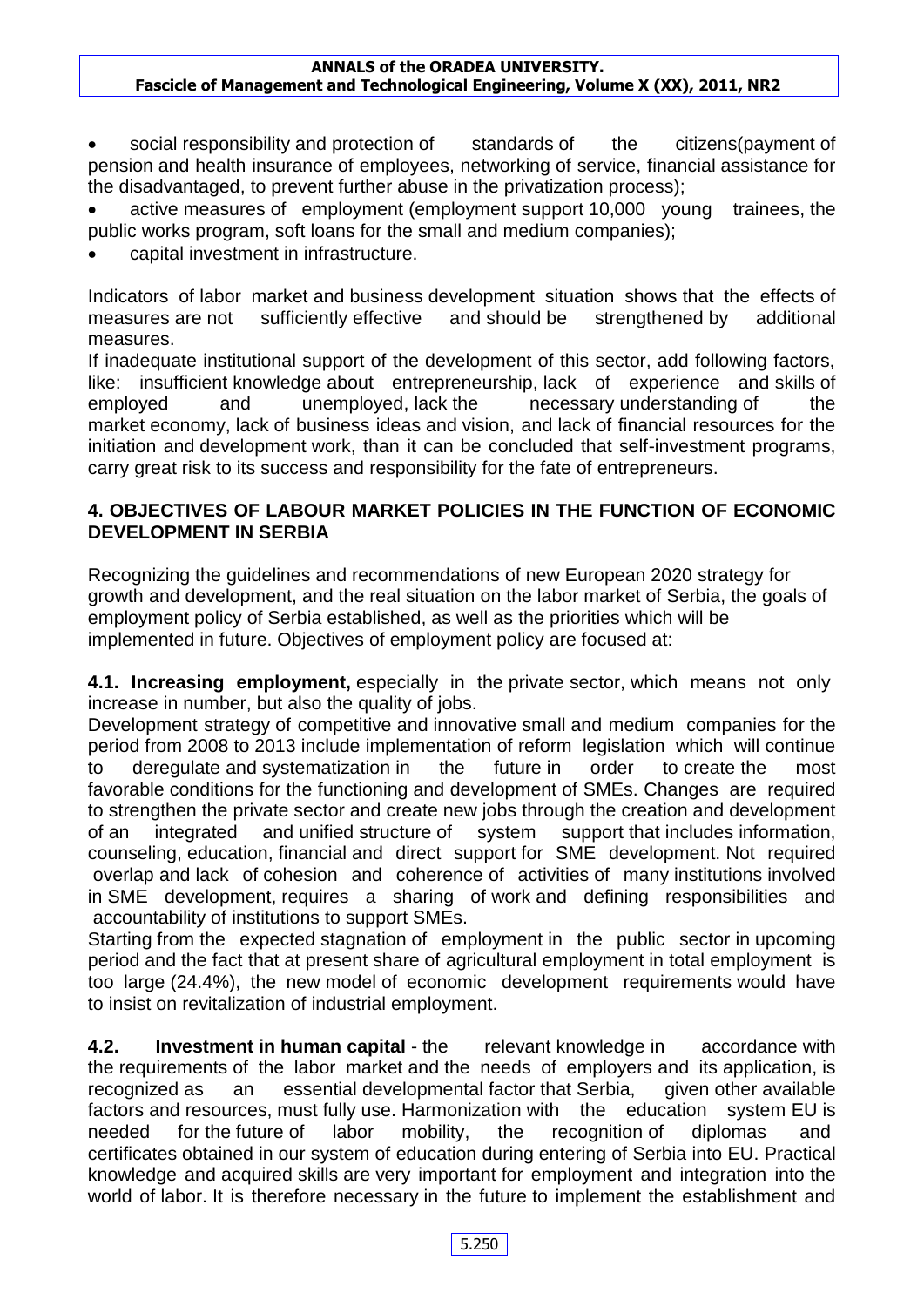- social responsibility and protection of standards of the citizens(payment of pension and health insurance of employees, networking of service, financial assistance for the disadvantaged, to prevent further abuse in the privatization process);
- active measures of employment (employment support 10,000 young trainees, the public works program, soft loans for the small and medium companies);
- capital investment in infrastructure.

Indicators of labor market and business development situation shows that the effects of measures are not sufficiently effective and should be strengthened by additional measures.

If inadequate institutional support of the development of this sector, add following factors, like: insufficient knowledge about entrepreneurship, lack of experience and skills of employed and unemployed, lack the necessary understanding of the market economy, lack of business ideas and vision, and lack of financial resources for the initiation and development work, than it can be concluded that self-investment programs, carry great risk to its success and responsibility for the fate of entrepreneurs.

## 4. OBJECTIVES OF LABOUR MARKET POLICIES IN THE FUNCTION OF ECONOMIC DEVELOPMENT IN SERBIA

Recognizing the guidelines and recommendations of new European 2020 strategy for growth and development, and the real situation on the labor market of Serbia, the goals of employment policy of Serbia established, as well as the priorities which will be implemented in future. Objectives of employment policy are focused at:

**4.1. Increasing employment,** especially in the private sector, which means not only increase in number, but also the quality of jobs.

Development strategy of competitive and innovative small and medium companies for the period from 2008 to 2013 include implementation of reform legislation which will continue to deregulate and systematization in the future in order to create the most favorable conditions for the functioning and development of SMEs. Changes are required to strengthen the private sector and create new jobs through the creation and development of an integrated and unified structure of system support that includes information, counseling, education, financial and direct support for SME development. Not required overlap and lack of cohesion and coherence of activities of many institutions involved in SME development, requires a sharing of work and defining responsibilities and accountability of institutions to support SMEs.

Starting from the expected stagnation of employment in the public sector in upcoming period and the fact that at present share of agricultural employment in total employment is too large (24.4%), the new model of economic development requirements would have to insist on revitalization of industrial employment.

**4.2. Investment in human capital** - the relevant knowledge in accordance with the requirements of the labor market and the needs of employers and its application, is recognized as an essential developmental factor that Serbia, given other available factors and resources, must fully use. Harmonization with the education system EU is needed for the future of labor mobility, the recognition of diplomas and certificates obtained in our system of education during entering of Serbia into EU. Practical knowledge and acquired skills are very important for employment and integration into the world of labor. It is therefore necessary in the future to implement the establishment and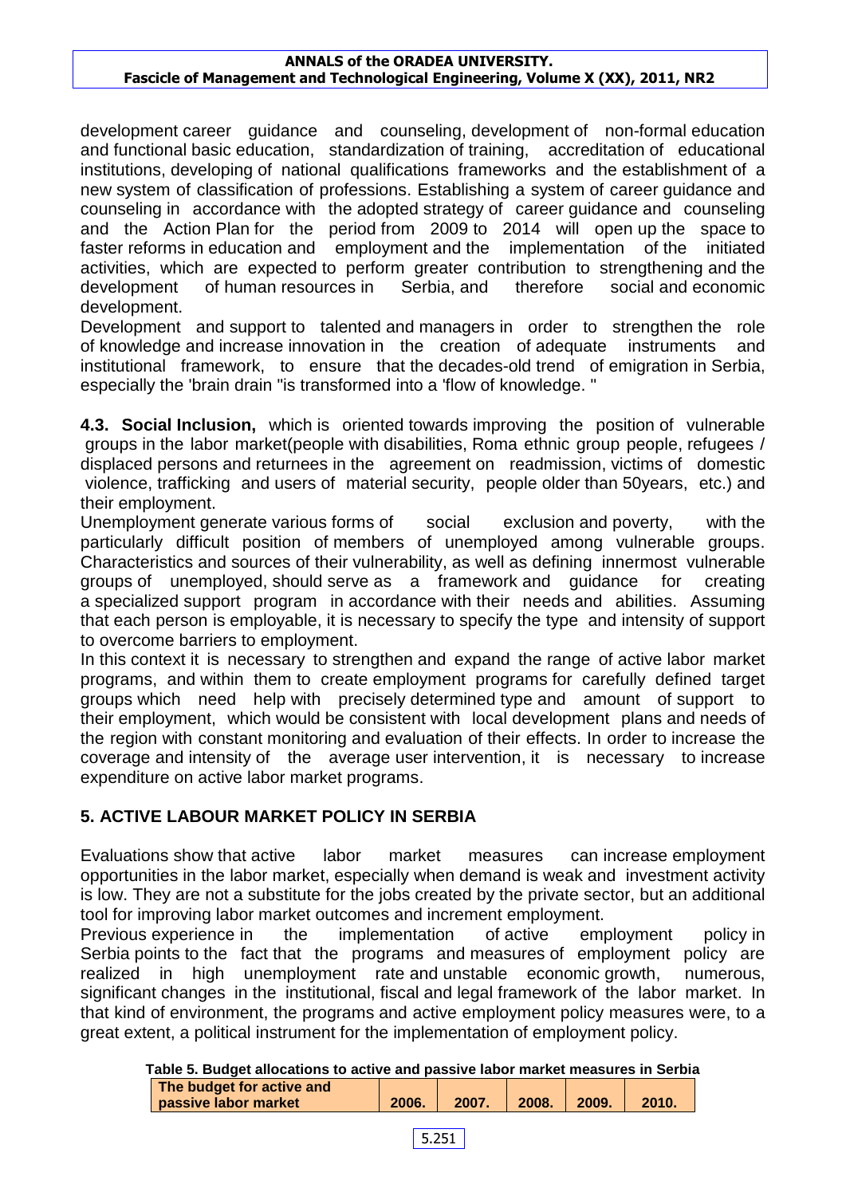development career guidance and counseling, development of non-formal education and functional basic education, standardization of training, accreditation of educational institutions, developing of national qualifications frameworks and the establishment of a new system of classification of professions. Establishing a system of career guidance and counseling in accordance with the adopted strategy of career guidance and counseling and the Action Plan for the period from 2009 to 2014 will open up the space to faster reforms in education and employment and the implementation of the initiated activities, which are expected to perform greater contribution to strengthening and the development of human resources in Serbia, and therefore social and economic development.

Development and support to talented and managers in order to strengthen the role of knowledge and increase innovation in the creation of adequate instruments and institutional framework, to ensure that the decades-old trend of emigration in Serbia, especially the 'brain drain "is transformed into a 'flow of knowledge. "

**4.3. Social Inclusion,** which is oriented towards improving the position of vulnerable groups in the labor market(people with disabilities, Roma ethnic group people, refugees / displaced persons and returnees in the agreement on readmission, victims of domestic violence, trafficking and users of material security, people older than 50years, etc.) and their employment.

Unemployment generate various forms of social exclusion and poverty, with the particularly difficult position of members of unemployed among vulnerable groups. Characteristics and sources of their vulnerability, as well as defining innermost vulnerable groups of unemployed, should serve as a framework and guidance for creating a specialized support program in accordance with their needs and abilities. Assuming that each person is employable, it is necessary to specify the type and intensity of support to overcome barriers to employment.

In this context it is necessary to strengthen and expand the range of active labor market programs, and within them to create employment programs for carefully defined target groups which need help with precisely determined type and amount of support to their employment, which would be consistent with local development plans and needs of the region with constant monitoring and evaluation of their effects. In order to increase the coverage and intensity of the average user intervention, it is necessary to increase expenditure on active labor market programs.

## 5. ACTIVE LABOUR MARKET POLICY IN SERBIA

Evaluations show that active labor market measures can increase employment opportunities in the labor market, especially when demand is weak and investment activity is low. They are not a substitute for the jobs created by the private sector, but an additional tool for improving labor market outcomes and increment employment.

Previous experience in the implementation of active employment policy in Serbia points to the fact that the programs and measures of employment policy are realized in high unemployment rate and unstable economic growth, numerous, significant changes in the institutional, fiscal and legal framework of the labor market. In that kind of environment, the programs and active employment policy measures were, to a great extent, a political instrument for the implementation of employment policy.

**Table 5. Budget allocations to active and passive labor market measures in Serbia**

| The budget for active and passive labor market | 2006. | 2007. | 2008. | 2009. | 2010. |
|---|---|---|---|---|---|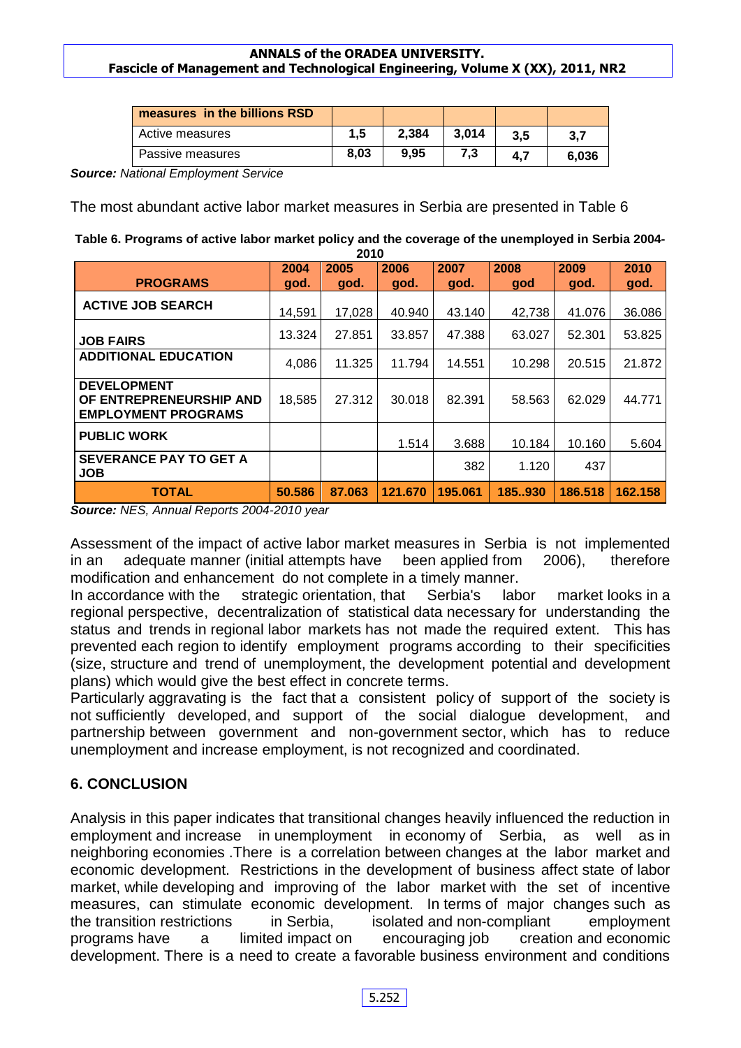| measures in the billions RSD | | | | | |
|---|---|---|---|---|---|
| Active measures | 1,5 | 2,384 | 3,014 | 3,5 | 3,7 |
| Passive measures | 8,03 | 9,95 | 7,3 | 4,7 | 6,036 |

***Source:*** *National Employment Service*

The most abundant active labor market measures in Serbia are presented in Table 6

**Table 6. Programs of active labor market policy and the coverage of the unemployed in Serbia 2004-2010**

| PROGRAMS | 2004 god. | 2005 god. | 2006 god. | 2007 god. | 2008 god | 2009 god. | 2010 god. |
|---|---|---|---|---|---|---|---|
| ACTIVE JOB SEARCH | 14,591 | 17,028 | 40.940 | 43.140 | 42,738 | 41.076 | 36.086 |
| JOB FAIRS | 13.324 | 27.851 | 33.857 | 47.388 | 63.027 | 52.301 | 53.825 |
| ADDITIONAL EDUCATION | 4,086 | 11.325 | 11.794 | 14.551 | 10.298 | 20.515 | 21.872 |
| DEVELOPMENT OF ENTREPRENEURSHIP AND EMPLOYMENT PROGRAMS | 18,585 | 27.312 | 30.018 | 82.391 | 58.563 | 62.029 | 44.771 |
| PUBLIC WORK | | | 1.514 | 3.688 | 10.184 | 10.160 | 5.604 |
| SEVERANCE PAY TO GET A JOB | | | | 382 | 1.120 | 437 | |
| **TOTAL** | **50.586** | **87.063** | **121.670** | **195.061** | **185..930** | **186.518** | **162.158** |

***Source:*** *NES, Annual Reports 2004-2010 year*

Assessment of the impact of active labor market measures in Serbia is not implemented in an adequate manner (initial attempts have been applied from 2006), therefore modification and enhancement do not complete in a timely manner.
In accordance with the strategic orientation, that Serbia's labor market looks in a regional perspective, decentralization of statistical data necessary for understanding the status and trends in regional labor markets has not made the required extent. This has prevented each region to identify employment programs according to their specificities (size, structure and trend of unemployment, the development potential and development plans) which would give the best effect in concrete terms.
Particularly aggravating is the fact that a consistent policy of support of the society is not sufficiently developed, and support of the social dialogue development, and partnership between government and non-government sector, which has to reduce unemployment and increase employment, is not recognized and coordinated.

## 6. CONCLUSION

Analysis in this paper indicates that transitional changes heavily influenced the reduction in employment and increase in unemployment in economy of Serbia, as well as in neighboring economies .There is a correlation between changes at the labor market and economic development. Restrictions in the development of business affect state of labor market, while developing and improving of the labor market with the set of incentive measures, can stimulate economic development. In terms of major changes such as the transition restrictions in Serbia, isolated and non-compliant employment programs have a limited impact on encouraging job creation and economic development. There is a need to create a favorable business environment and conditions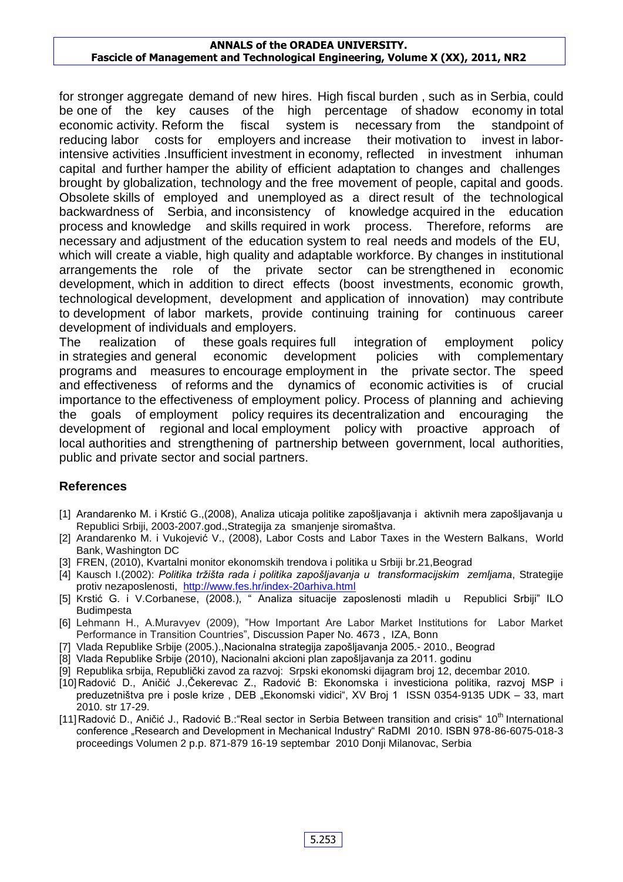for stronger aggregate demand of new hires. High fiscal burden , such as in Serbia, could be one of the key causes of the high percentage of shadow economy in total economic activity. Reform the fiscal system is necessary from the standpoint of reducing labor costs for employers and increase their motivation to invest in labor-intensive activities .Insufficient investment in economy, reflected in investment inhuman capital and further hamper the ability of efficient adaptation to changes and challenges brought by globalization, technology and the free movement of people, capital and goods. Obsolete skills of employed and unemployed as a direct result of the technological backwardness of Serbia, and inconsistency of knowledge acquired in the education process and knowledge and skills required in work process. Therefore, reforms are necessary and adjustment of the education system to real needs and models of the EU, which will create a viable, high quality and adaptable workforce. By changes in institutional arrangements the role of the private sector can be strengthened in economic development, which in addition to direct effects (boost investments, economic growth, technological development, development and application of innovation) may contribute to development of labor markets, provide continuing training for continuous career development of individuals and employers.

The realization of these goals requires full integration of employment policy in strategies and general economic development policies with complementary programs and measures to encourage employment in the private sector. The speed and effectiveness of reforms and the dynamics of economic activities is of crucial importance to the effectiveness of employment policy. Process of planning and achieving the goals of employment policy requires its decentralization and encouraging the development of regional and local employment policy with proactive approach of local authorities and strengthening of partnership between government, local authorities, public and private sector and social partners.

## References

[1] Arandarenko M. i Krstić G.,(2008), Analiza uticaja politike zapošljavanja i aktivnih mera zapošljavanja u Republici Srbiji, 2003-2007.god.,Strategija za smanjenje siromaštva.

[2] Arandarenko M. i Vukojević V., (2008), Labor Costs and Labor Taxes in the Western Balkans, World Bank, Washington DC

[3] FREN, (2010), Kvartalni monitor ekonomskih trendova i politika u Srbiji br.21,Beograd

[4] Kausch I.(2002): *Politika tržišta rada i politika zapošljavanja u transformacijskim zemljama*, Strategije protiv nezaposlenosti, http://www.fes.hr/index-20arhiva.html

[5] Krstić G. i V.Corbanese, (2008.), " Analiza situacije zaposlenosti mladih u Republici Srbiji" ILO Budimpesta

[6] Lehmann H., A.Muravyev (2009), "How Important Are Labor Market Institutions for Labor Market Performance in Transition Countries", Discussion Paper No. 4673 , IZA, Bonn

[7] Vlada Republike Srbije (2005.).,Nacionalna strategija zapošljavanja 2005.- 2010., Beograd

[8] Vlada Republike Srbije (2010), Nacionalni akcioni plan zapošljavanja za 2011. godinu

[9] Republika srbija, Republički zavod za razvoj: Srpski ekonomski dijagram broj 12, decembar 2010.

[10] Radović D., Aničić J.,Čekerevac Z., Radović B: Ekonomska i investiciona politika, razvoj MSP i preduzetništva pre i posle krize , DEB „Ekonomski vidici", XV Broj 1 ISSN 0354-9135 UDK – 33, mart 2010. str 17-29.

[11] Radović D., Aničić J., Radović B.:"Real sector in Serbia Between transition and crisis" 10th International conference „Research and Development in Mechanical Industry" RaDMI 2010. ISBN 978-86-6075-018-3 proceedings Volumen 2 p.p. 871-879 16-19 septembar 2010 Donji Milanovac, Serbia